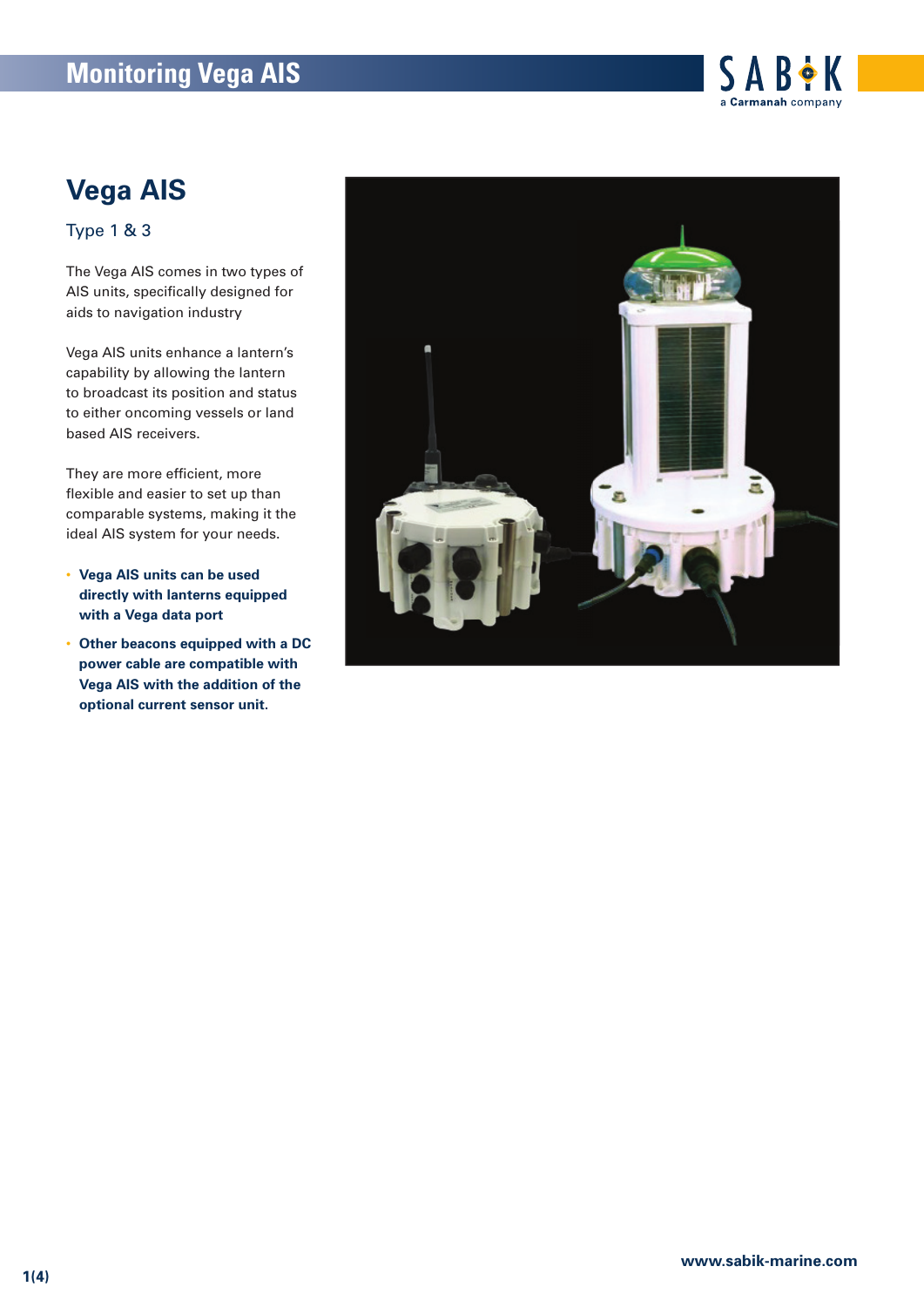# Monitoring Vega AIS

## Vega AIS

Type 1 & 3

The Vega AIS comes in two types of AIS units, specifically designed for aids to navigation industry

Vega AIS units enhance a lantern's capability by allowing the lantern to broadcast its position and status to either oncoming vessels or land based AIS receivers.

They are more efficient, more flexible and easier to set up than comparable systems, making it the ideal AIS system for your needs.

- **Vega AIS units can be used directly with lanterns equipped with a Vega data port**
- **Other beacons equipped with a DC power cable are compatible with Vega AIS with the addition of the optional current sensor unit.**

**www.sabik-marine.com**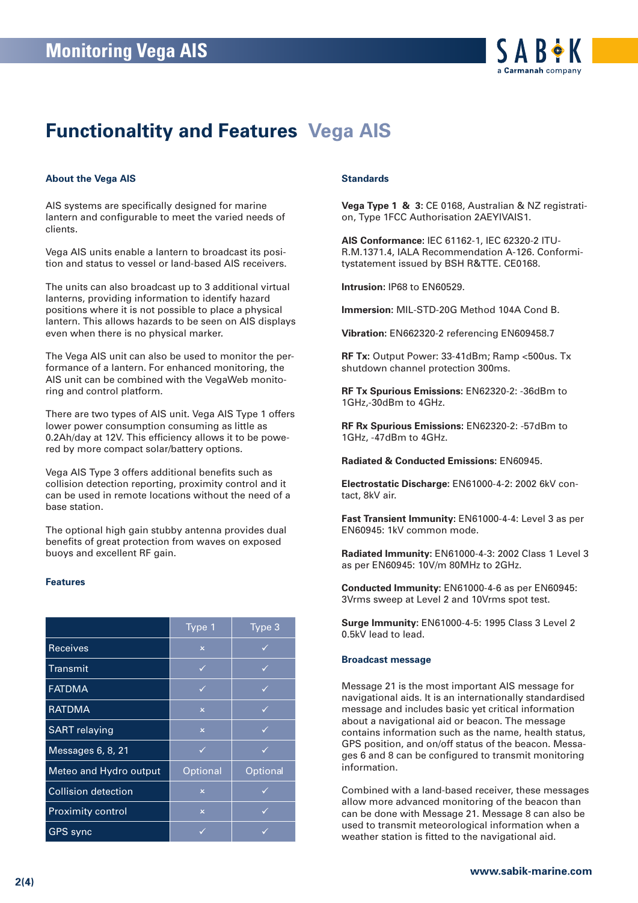# Functionaltity and Features Vega AIS

### About the Vega AIS

AIS systems are specifically designed for marine lantern and configurable to meet the varied needs of clients.

Vega AIS units enable a lantern to broadcast its position and status to vessel or land-based AIS receivers.

The units can also broadcast up to 3 additional virtual lanterns, providing information to identify hazard positions where it is not possible to place a physical lantern. This allows hazards to be seen on AIS displays even when there is no physical marker.

The Vega AIS unit can also be used to monitor the performance of a lantern. For enhanced monitoring, the AIS unit can be combined with the VegaWeb monitoring and control platform.

There are two types of AIS unit. Vega AIS Type 1 offers lower power consumption consuming as little as 0.2Ah/day at 12V. This efficiency allows it to be powered by more compact solar/battery options.

Vega AIS Type 3 offers additional benefits such as collision detection reporting, proximity control and it can be used in remote locations without the need of a base station.

The optional high gain stubby antenna provides dual benefits of great protection from waves on exposed buoys and excellent RF gain.

### Features

| | Type 1 | Type 3 |
|---|---|---|
| Receives | × | ✓ |
| Transmit | ✓ | ✓ |
| FATDMA | ✓ | ✓ |
| RATDMA | × | ✓ |
| SART relaying | × | ✓ |
| Messages 6, 8, 21 | ✓ | ✓ |
| Meteo and Hydro output | Optional | Optional |
| Collision detection | × | ✓ |
| Proximity control | × | ✓ |
| GPS sync | ✓ | ✓ |

### Standards

**Vega Type 1 & 3:** CE 0168, Australian & NZ registration, Type 1FCC Authorisation 2AEYIVAIS1.

**AIS Conformance:** IEC 61162-1, IEC 62320-2 ITU-R.M.1371.4, IALA Recommendation A-126. Conformitystatement issued by BSH R&TTE. CE0168.

**Intrusion:** IP68 to EN60529.

**Immersion:** MIL-STD-20G Method 104A Cond B.

**Vibration:** EN662320-2 referencing EN609458.7

**RF Tx:** Output Power: 33-41dBm; Ramp <500us. Tx shutdown channel protection 300ms.

**RF Tx Spurious Emissions:** EN62320-2: -36dBm to 1GHz,-30dBm to 4GHz.

**RF Rx Spurious Emissions:** EN62320-2: -57dBm to 1GHz, -47dBm to 4GHz.

**Radiated & Conducted Emissions:** EN60945.

**Electrostatic Discharge:** EN61000-4-2: 2002 6kV contact, 8kV air.

**Fast Transient Immunity:** EN61000-4-4: Level 3 as per EN60945: 1kV common mode.

**Radiated Immunity:** EN61000-4-3: 2002 Class 1 Level 3 as per EN60945: 10V/m 80MHz to 2GHz.

**Conducted Immunity:** EN61000-4-6 as per EN60945: 3Vrms sweep at Level 2 and 10Vrms spot test.

**Surge Immunity:** EN61000-4-5: 1995 Class 3 Level 2 0.5kV lead to lead.

### Broadcast message

Message 21 is the most important AIS message for navigational aids. It is an internationally standardised message and includes basic yet critical information about a navigational aid or beacon. The message contains information such as the name, health status, GPS position, and on/off status of the beacon. Messages 6 and 8 can be configured to transmit monitoring information.

Combined with a land-based receiver, these messages allow more advanced monitoring of the beacon than can be done with Message 21. Message 8 can also be used to transmit meteorological information when a weather station is fitted to the navigational aid.

www.sabik-marine.com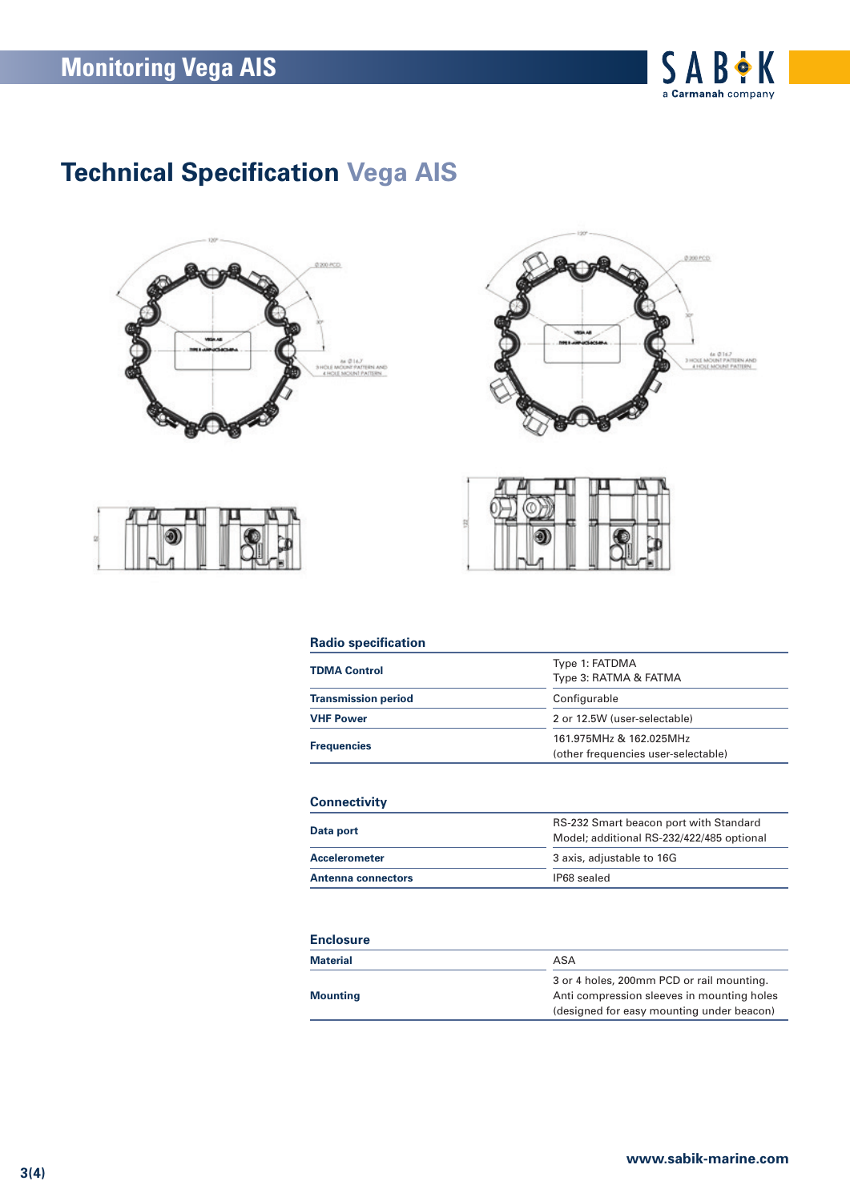# Technical Specification Vega AIS

## Radio specification

| | |
|---|---|
| **TDMA Control** | Type 1: FATDMA<br>Type 3: RATMA & FATMA |
| **Transmission period** | Configurable |
| **VHF Power** | 2 or 12.5W (user-selectable) |
| **Frequencies** | 161.975MHz & 162.025MHz<br>(other frequencies user-selectable) |

## Connectivity

| | |
|---|---|
| **Data port** | RS-232 Smart beacon port with Standard Model; additional RS-232/422/485 optional |
| **Accelerometer** | 3 axis, adjustable to 16G |
| **Antenna connectors** | IP68 sealed |

## Enclosure

| | |
|---|---|
| **Material** | ASA |
| **Mounting** | 3 or 4 holes, 200mm PCD or rail mounting.<br>Anti compression sleeves in mounting holes<br>(designed for easy mounting under beacon) |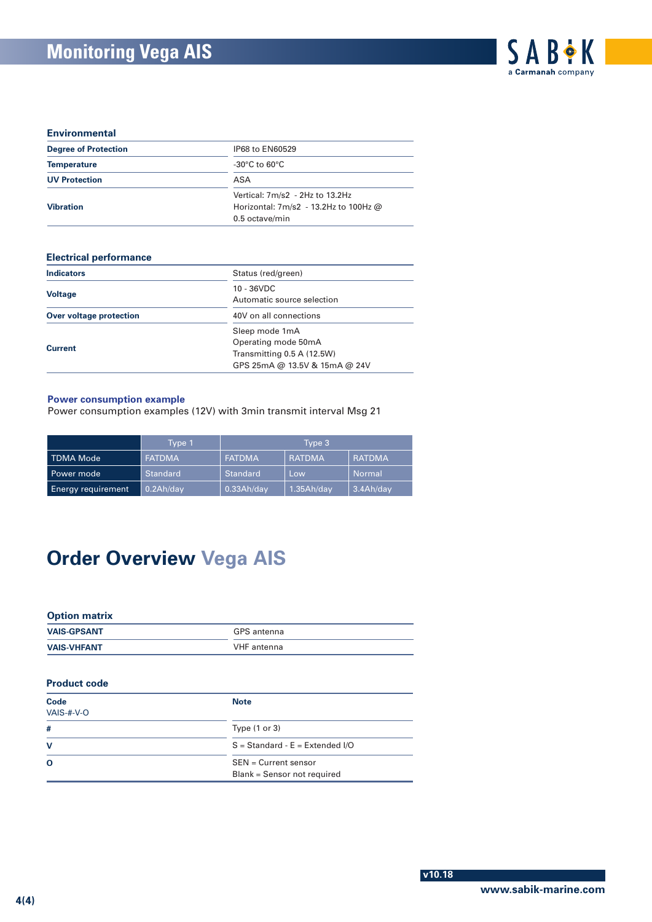# Monitoring Vega AIS

### Environmental

| | |
|---|---|
| **Degree of Protection** | IP68 to EN60529 |
| **Temperature** | -30°C to 60°C |
| **UV Protection** | ASA |
| **Vibration** | Vertical: 7m/s2 - 2Hz to 13.2Hz<br>Horizontal: 7m/s2 - 13.2Hz to 100Hz @ 0.5 octave/min |

### Electrical performance

| | |
|---|---|
| **Indicators** | Status (red/green) |
| **Voltage** | 10 - 36VDC<br>Automatic source selection |
| **Over voltage protection** | 40V on all connections |
| **Current** | Sleep mode 1mA<br>Operating mode 50mA<br>Transmitting 0.5 A (12.5W)<br>GPS 25mA @ 13.5V & 15mA @ 24V |

### Power consumption example

Power consumption examples (12V) with 3min transmit interval Msg 21

| | Type 1 | Type 3 | | |
|---|---|---|---|---|
| TDMA Mode | FATDMA | FATDMA | RATDMA | RATDMA |
| Power mode | Standard | Standard | Low | Normal |
| Energy requirement | 0.2Ah/day | 0.33Ah/day | 1.35Ah/day | 3.4Ah/day |

# Order Overview Vega AIS

### Option matrix

| | |
|---|---|
| **VAIS-GPSANT** | GPS antenna |
| **VAIS-VHFANT** | VHF antenna |

### Product code

| **Code**<br>VAIS-#-V-O | **Note** |
|---|---|
| **#** | Type (1 or 3) |
| **V** | S = Standard - E = Extended I/O |
| **O** | SEN = Current sensor<br>Blank = Sensor not required |

v10.18

www.sabik-marine.com